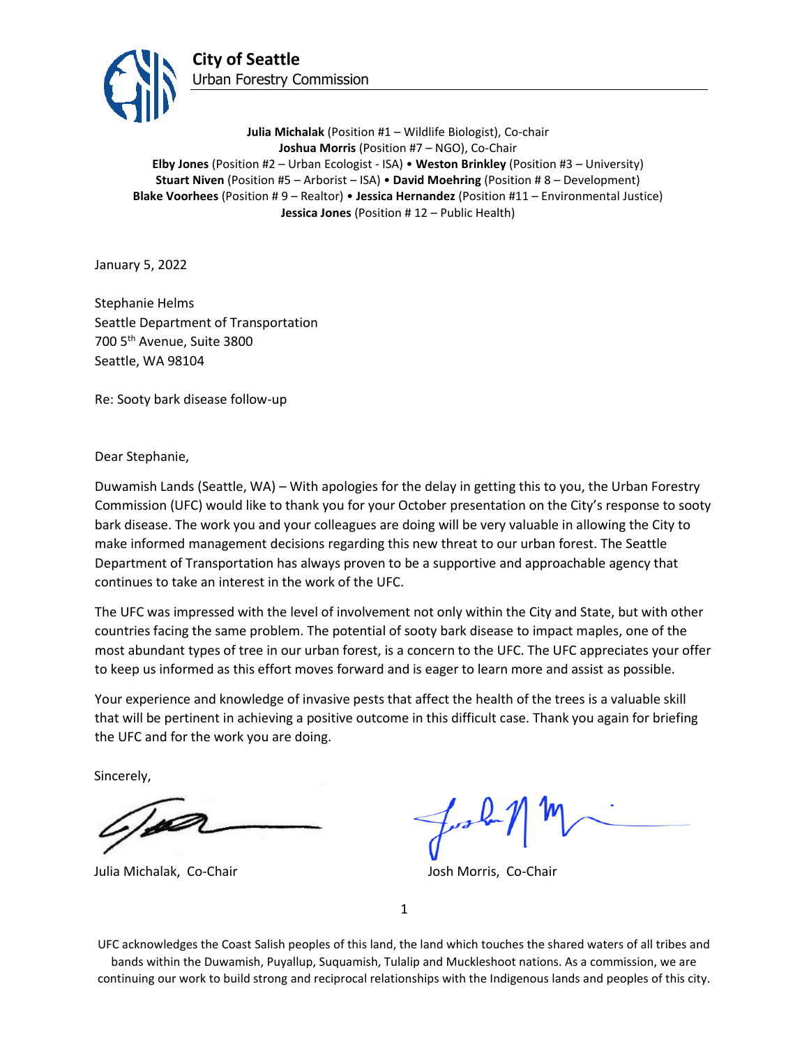**City of Seattle**
Urban Forestry Commission

**Julia Michalak** (Position #1 – Wildlife Biologist), Co-chair
**Joshua Morris** (Position #7 – NGO), Co-Chair
**Elby Jones** (Position #2 – Urban Ecologist - ISA) • **Weston Brinkley** (Position #3 – University)
**Stuart Niven** (Position #5 – Arborist – ISA) • **David Moehring** (Position # 8 – Development)
**Blake Voorhees** (Position # 9 – Realtor) • **Jessica Hernandez** (Position #11 – Environmental Justice)
**Jessica Jones** (Position # 12 – Public Health)

January 5, 2022

Stephanie Helms
Seattle Department of Transportation
700 5th Avenue, Suite 3800
Seattle, WA 98104

Re: Sooty bark disease follow-up

Dear Stephanie,

Duwamish Lands (Seattle, WA) – With apologies for the delay in getting this to you, the Urban Forestry Commission (UFC) would like to thank you for your October presentation on the City's response to sooty bark disease. The work you and your colleagues are doing will be very valuable in allowing the City to make informed management decisions regarding this new threat to our urban forest. The Seattle Department of Transportation has always proven to be a supportive and approachable agency that continues to take an interest in the work of the UFC.

The UFC was impressed with the level of involvement not only within the City and State, but with other countries facing the same problem. The potential of sooty bark disease to impact maples, one of the most abundant types of tree in our urban forest, is a concern to the UFC. The UFC appreciates your offer to keep us informed as this effort moves forward and is eager to learn more and assist as possible.

Your experience and knowledge of invasive pests that affect the health of the trees is a valuable skill that will be pertinent in achieving a positive outcome in this difficult case. Thank you again for briefing the UFC and for the work you are doing.

Sincerely,

Julia Michalak, Co-Chair

Josh Morris, Co-Chair

UFC acknowledges the Coast Salish peoples of this land, the land which touches the shared waters of all tribes and bands within the Duwamish, Puyallup, Suquamish, Tulalip and Muckleshoot nations. As a commission, we are continuing our work to build strong and reciprocal relationships with the Indigenous lands and peoples of this city.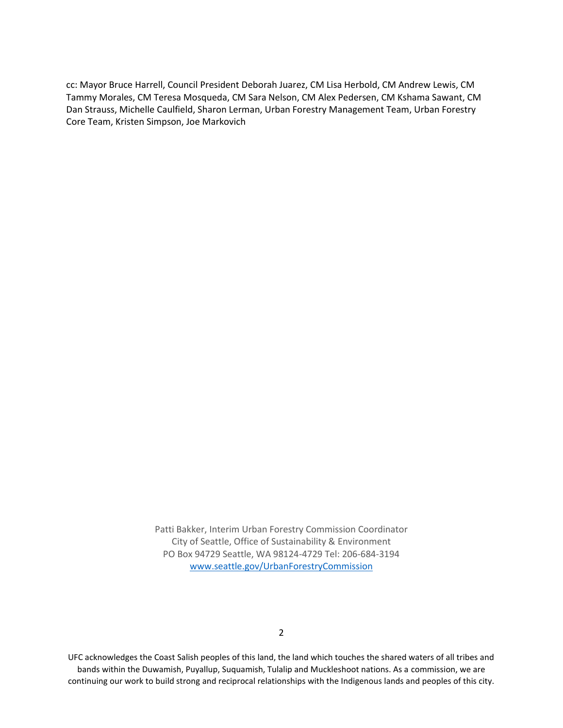cc: Mayor Bruce Harrell, Council President Deborah Juarez, CM Lisa Herbold, CM Andrew Lewis, CM Tammy Morales, CM Teresa Mosqueda, CM Sara Nelson, CM Alex Pedersen, CM Kshama Sawant, CM Dan Strauss, Michelle Caulfield, Sharon Lerman, Urban Forestry Management Team, Urban Forestry Core Team, Kristen Simpson, Joe Markovich

Patti Bakker, Interim Urban Forestry Commission Coordinator
City of Seattle, Office of Sustainability & Environment
PO Box 94729 Seattle, WA 98124-4729 Tel: 206-684-3194
www.seattle.gov/UrbanForestryCommission

UFC acknowledges the Coast Salish peoples of this land, the land which touches the shared waters of all tribes and bands within the Duwamish, Puyallup, Suquamish, Tulalip and Muckleshoot nations. As a commission, we are continuing our work to build strong and reciprocal relationships with the Indigenous lands and peoples of this city.